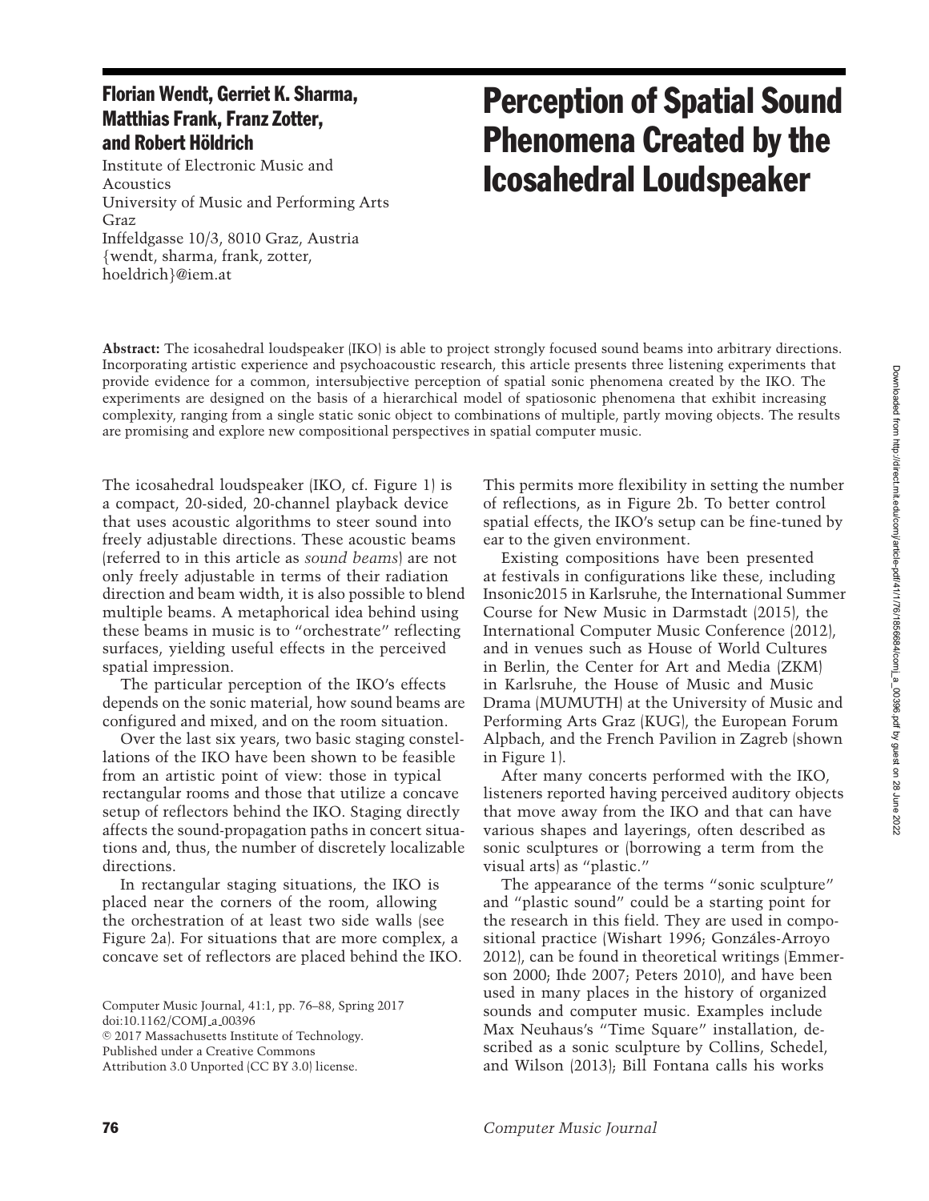# Perception of Spatial Sound Phenomena Created by the Icosahedral Loudspeaker

**Florian Wendt, Gerriet K. Sharma, Matthias Frank, Franz Zotter, and Robert Höldrich**

Institute of Electronic Music and Acoustics
University of Music and Performing Arts Graz
Inffeldgasse 10/3, 8010 Graz, Austria
{wendt, sharma, frank, zotter, hoeldrich}@iem.at

**Abstract:** The icosahedral loudspeaker (IKO) is able to project strongly focused sound beams into arbitrary directions. Incorporating artistic experience and psychoacoustic research, this article presents three listening experiments that provide evidence for a common, intersubjective perception of spatial sonic phenomena created by the IKO. The experiments are designed on the basis of a hierarchical model of spatiosonic phenomena that exhibit increasing complexity, ranging from a single static sonic object to combinations of multiple, partly moving objects. The results are promising and explore new compositional perspectives in spatial computer music.

The icosahedral loudspeaker (IKO, cf. Figure 1) is a compact, 20-sided, 20-channel playback device that uses acoustic algorithms to steer sound into freely adjustable directions. These acoustic beams (referred to in this article as *sound beams*) are not only freely adjustable in terms of their radiation direction and beam width, it is also possible to blend multiple beams. A metaphorical idea behind using these beams in music is to "orchestrate" reflecting surfaces, yielding useful effects in the perceived spatial impression.

The particular perception of the IKO's effects depends on the sonic material, how sound beams are configured and mixed, and on the room situation.

Over the last six years, two basic staging constellations of the IKO have been shown to be feasible from an artistic point of view: those in typical rectangular rooms and those that utilize a concave setup of reflectors behind the IKO. Staging directly affects the sound-propagation paths in concert situations and, thus, the number of discretely localizable directions.

In rectangular staging situations, the IKO is placed near the corners of the room, allowing the orchestration of at least two side walls (see Figure 2a). For situations that are more complex, a concave set of reflectors are placed behind the IKO. This permits more flexibility in setting the number of reflections, as in Figure 2b. To better control spatial effects, the IKO's setup can be fine-tuned by ear to the given environment.

Existing compositions have been presented at festivals in configurations like these, including Insonic2015 in Karlsruhe, the International Summer Course for New Music in Darmstadt (2015), the International Computer Music Conference (2012), and in venues such as House of World Cultures in Berlin, the Center for Art and Media (ZKM) in Karlsruhe, the House of Music and Music Drama (MUMUTH) at the University of Music and Performing Arts Graz (KUG), the European Forum Alpbach, and the French Pavilion in Zagreb (shown in Figure 1).

After many concerts performed with the IKO, listeners reported having perceived auditory objects that move away from the IKO and that can have various shapes and layerings, often described as sonic sculptures or (borrowing a term from the visual arts) as "plastic."

The appearance of the terms "sonic sculpture" and "plastic sound" could be a starting point for the research in this field. They are used in compositional practice (Wishart 1996; Gonzáles-Arroyo 2012), can be found in theoretical writings (Emmerson 2000; Ihde 2007; Peters 2010), and have been used in many places in the history of organized sounds and computer music. Examples include Max Neuhaus's "Time Square" installation, described as a sonic sculpture by Collins, Schedel, and Wilson (2013); Bill Fontana calls his works

Computer Music Journal, 41:1, pp. 76–88, Spring 2017
doi:10.1162/COMJ_a_00396
© 2017 Massachusetts Institute of Technology.
Published under a Creative Commons Attribution 3.0 Unported (CC BY 3.0) license.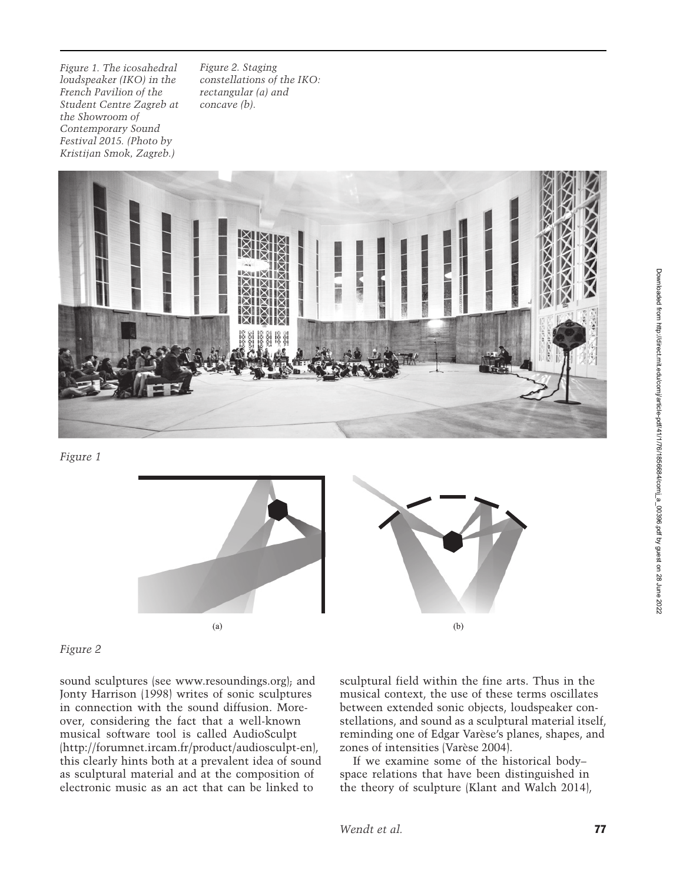Figure 1. The icosahedral loudspeaker (IKO) in the French Pavilion of the Student Centre Zagreb at the Showroom of Contemporary Sound Festival 2015. (Photo by Kristijan Smok, Zagreb.)

Figure 2. Staging constellations of the IKO: rectangular (a) and concave (b).

sound sculptures (see www.resoundings.org); and Jonty Harrison (1998) writes of sonic sculptures in connection with the sound diffusion. Moreover, considering the fact that a well-known musical software tool is called AudioSculpt (http://forumnet.ircam.fr/product/audiosculpt-en), this clearly hints both at a prevalent idea of sound as sculptural material and at the composition of electronic music as an act that can be linked to sculptural field within the fine arts. Thus in the musical context, the use of these terms oscillates between extended sonic objects, loudspeaker constellations, and sound as a sculptural material itself, reminding one of Edgar Varèse's planes, shapes, and zones of intensities (Varèse 2004).

If we examine some of the historical body–space relations that have been distinguished in the theory of sculpture (Klant and Walch 2014),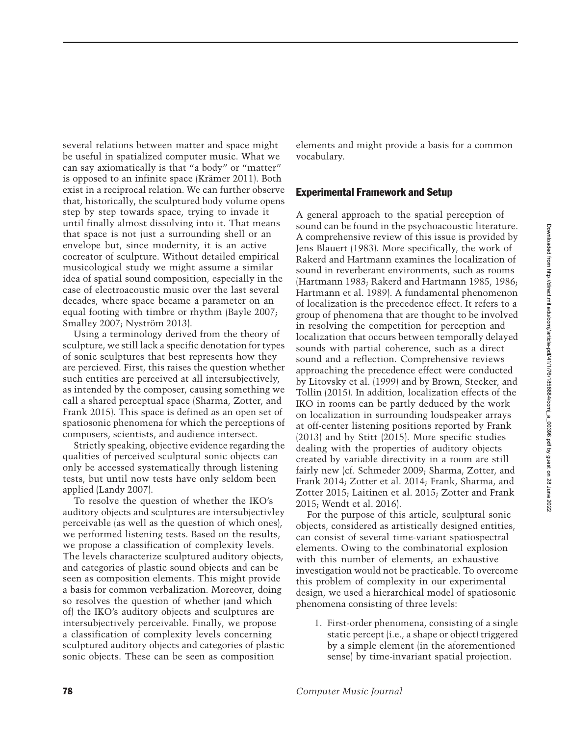several relations between matter and space might be useful in spatialized computer music. What we can say axiomatically is that "a body" or "matter" is opposed to an infinite space (Krämer 2011). Both exist in a reciprocal relation. We can further observe that, historically, the sculptured body volume opens step by step towards space, trying to invade it until finally almost dissolving into it. That means that space is not just a surrounding shell or an envelope but, since modernity, it is an active cocreator of sculpture. Without detailed empirical musicological study we might assume a similar idea of spatial sound composition, especially in the case of electroacoustic music over the last several decades, where space became a parameter on an equal footing with timbre or rhythm (Bayle 2007; Smalley 2007; Nyström 2013).

Using a terminology derived from the theory of sculpture, we still lack a specific denotation for types of sonic sculptures that best represents how they are percieved. First, this raises the question whether such entities are perceived at all intersubjectively, as intended by the composer, causing something we call a shared perceptual space (Sharma, Zotter, and Frank 2015). This space is defined as an open set of spatiosonic phenomena for which the perceptions of composers, scientists, and audience intersect.

Strictly speaking, objective evidence regarding the qualities of perceived sculptural sonic objects can only be accessed systematically through listening tests, but until now tests have only seldom been applied (Landy 2007).

To resolve the question of whether the IKO's auditory objects and sculptures are intersubjectivley perceivable (as well as the question of which ones), we performed listening tests. Based on the results, we propose a classification of complexity levels. The levels characterize sculptured auditory objects, and categories of plastic sound objects and can be seen as composition elements. This might provide a basis for common verbalization. Moreover, doing so resolves the question of whether (and which of) the IKO's auditory objects and sculptures are intersubjectively perceivable. Finally, we propose a classification of complexity levels concerning sculptured auditory objects and categories of plastic sonic objects. These can be seen as composition elements and might provide a basis for a common vocabulary.

## Experimental Framework and Setup

A general approach to the spatial perception of sound can be found in the psychoacoustic literature. A comprehensive review of this issue is provided by Jens Blauert (1983). More specifically, the work of Rakerd and Hartmann examines the localization of sound in reverberant environments, such as rooms (Hartmann 1983; Rakerd and Hartmann 1985, 1986; Hartmann et al. 1989). A fundamental phenomenon of localization is the precedence effect. It refers to a group of phenomena that are thought to be involved in resolving the competition for perception and localization that occurs between temporally delayed sounds with partial coherence, such as a direct sound and a reflection. Comprehensive reviews approaching the precedence effect were conducted by Litovsky et al. (1999) and by Brown, Stecker, and Tollin (2015). In addition, localization effects of the IKO in rooms can be partly deduced by the work on localization in surrounding loudspeaker arrays at off-center listening positions reported by Frank (2013) and by Stitt (2015). More specific studies dealing with the properties of auditory objects created by variable directivity in a room are still fairly new (cf. Schmeder 2009; Sharma, Zotter, and Frank 2014; Zotter et al. 2014; Frank, Sharma, and Zotter 2015; Laitinen et al. 2015; Zotter and Frank 2015; Wendt et al. 2016).

For the purpose of this article, sculptural sonic objects, considered as artistically designed entities, can consist of several time-variant spatiospectral elements. Owing to the combinatorial explosion with this number of elements, an exhaustive investigation would not be practicable. To overcome this problem of complexity in our experimental design, we used a hierarchical model of spatiosonic phenomena consisting of three levels:

1. First-order phenomena, consisting of a single static percept (i.e., a shape or object) triggered by a simple element (in the aforementioned sense) by time-invariant spatial projection.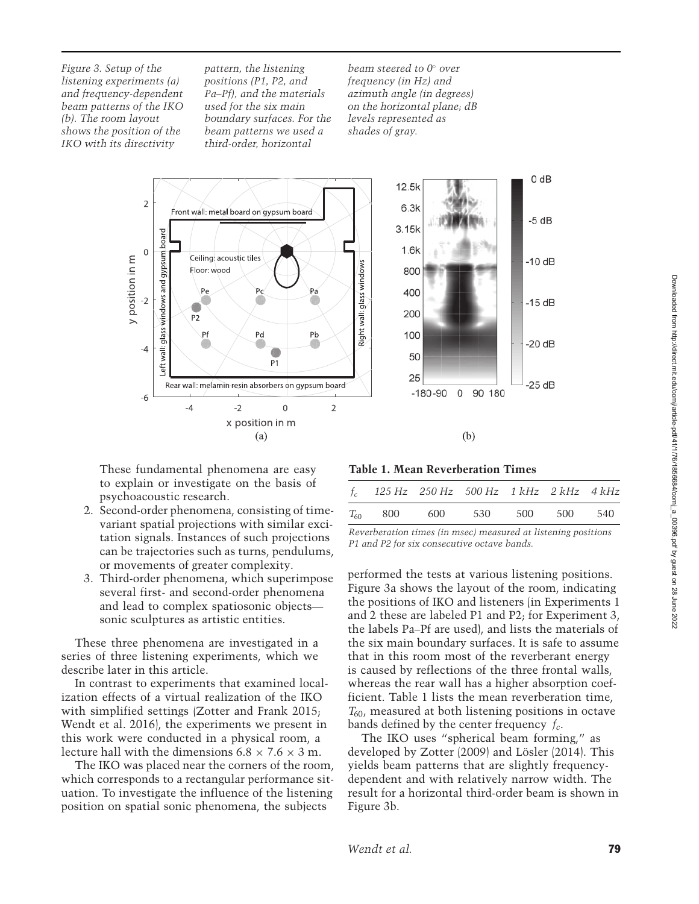*Figure 3. Setup of the listening experiments (a) and frequency-dependent beam patterns of the IKO (b). The room layout shows the position of the IKO with its directivity pattern, the listening positions (P1, P2, and Pa–Pf), and the materials used for the six main boundary surfaces. For the beam patterns we used a third-order, horizontal beam steered to 0° over frequency (in Hz) and azimuth angle (in degrees) on the horizontal plane; dB levels represented as shades of gray.*

These fundamental phenomena are easy to explain or investigate on the basis of psychoacoustic research.

2. Second-order phenomena, consisting of time-variant spatial projections with similar excitation signals. Instances of such projections can be trajectories such as turns, pendulums, or movements of greater complexity.
3. Third-order phenomena, which superimpose several first- and second-order phenomena and lead to complex spatiosonic objects—sonic sculptures as artistic entities.

These three phenomena are investigated in a series of three listening experiments, which we describe later in this article.

In contrast to experiments that examined localization effects of a virtual realization of the IKO with simplified settings (Zotter and Frank 2015; Wendt et al. 2016), the experiments we present in this work were conducted in a physical room, a lecture hall with the dimensions 6.8 × 7.6 × 3 m.

The IKO was placed near the corners of the room, which corresponds to a rectangular performance situation. To investigate the influence of the listening position on spatial sonic phenomena, the subjects performed the tests at various listening positions. Figure 3a shows the layout of the room, indicating the positions of IKO and listeners (in Experiments 1 and 2 these are labeled P1 and P2; for Experiment 3, the labels Pa–Pf are used), and lists the materials of the six main boundary surfaces. It is safe to assume that in this room most of the reverberant energy is caused by reflections of the three frontal walls, whereas the rear wall has a higher absorption coefficient. Table 1 lists the mean reverberation time, $T_{60}$, measured at both listening positions in octave bands defined by the center frequency $f_c$.

**Table 1. Mean Reverberation Times**

| $f_c$ | 125 Hz | 250 Hz | 500 Hz | 1 kHz | 2 kHz | 4 kHz |
|---|---|---|---|---|---|---|
| $T_{60}$ | 800 | 600 | 530 | 500 | 500 | 540 |

*Reverberation times (in msec) measured at listening positions P1 and P2 for six consecutive octave bands.*

The IKO uses "spherical beam forming," as developed by Zotter (2009) and Lösler (2014). This yields beam patterns that are slightly frequency-dependent and with relatively narrow width. The result for a horizontal third-order beam is shown in Figure 3b.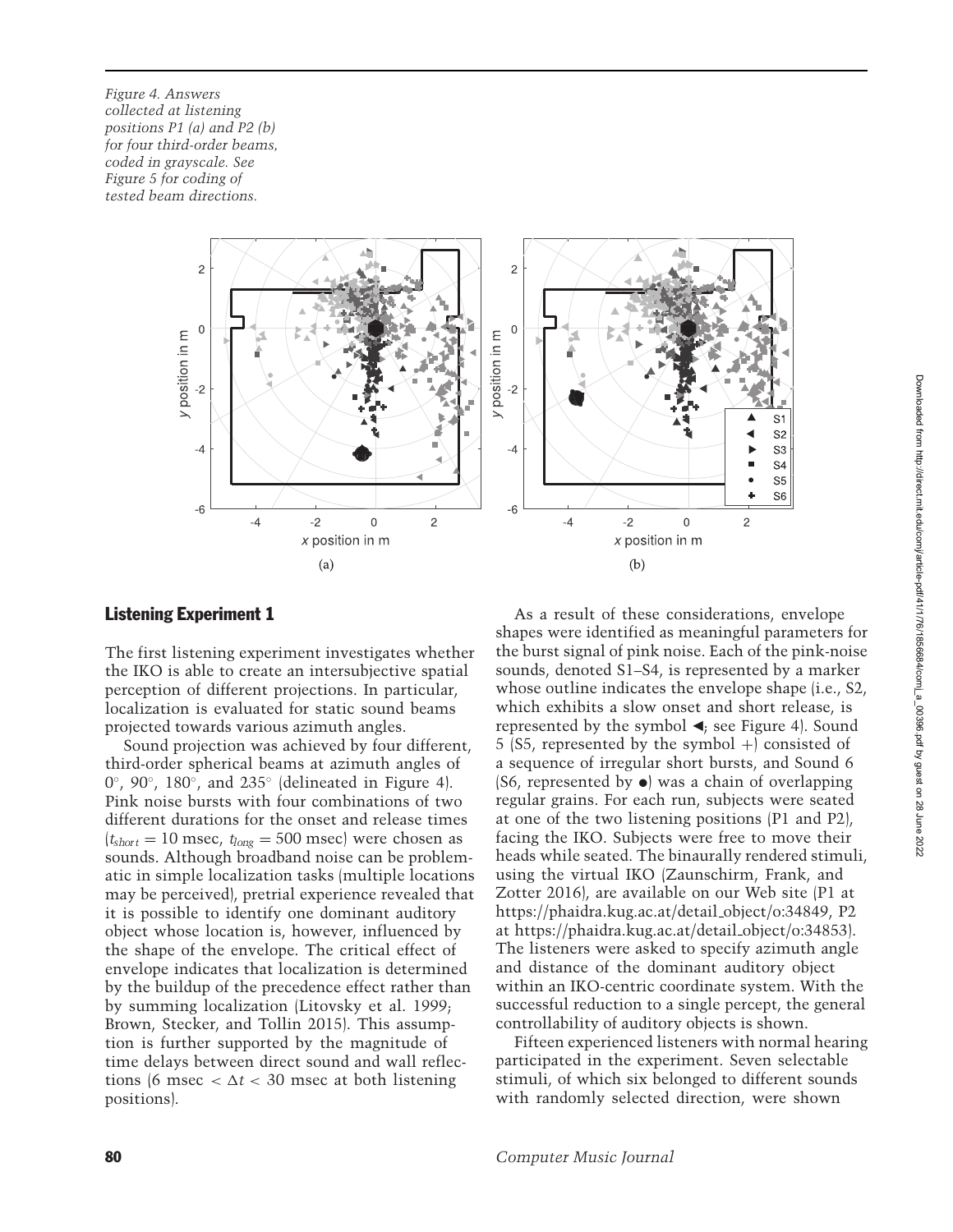*Figure 4. Answers collected at listening positions P1 (a) and P2 (b) for four third-order beams, coded in grayscale. See Figure 5 for coding of tested beam directions.*

## Listening Experiment 1

The first listening experiment investigates whether the IKO is able to create an intersubjective spatial perception of different projections. In particular, localization is evaluated for static sound beams projected towards various azimuth angles.

Sound projection was achieved by four different, third-order spherical beams at azimuth angles of 0°, 90°, 180°, and 235° (delineated in Figure 4). Pink noise bursts with four combinations of two different durations for the onset and release times ($t_{short} = 10$ msec, $t_{long} = 500$ msec) were chosen as sounds. Although broadband noise can be problematic in simple localization tasks (multiple locations may be perceived), pretrial experience revealed that it is possible to identify one dominant auditory object whose location is, however, influenced by the shape of the envelope. The critical effect of envelope indicates that localization is determined by the buildup of the precedence effect rather than by summing localization (Litovsky et al. 1999; Brown, Stecker, and Tollin 2015). This assumption is further supported by the magnitude of time delays between direct sound and wall reflections (6 msec $< \Delta t <$ 30 msec at both listening positions).

As a result of these considerations, envelope shapes were identified as meaningful parameters for the burst signal of pink noise. Each of the pink-noise sounds, denoted S1–S4, is represented by a marker whose outline indicates the envelope shape (i.e., S2, which exhibits a slow onset and short release, is represented by the symbol ◀; see Figure 4). Sound 5 (S5, represented by the symbol +) consisted of a sequence of irregular short bursts, and Sound 6 (S6, represented by ●) was a chain of overlapping regular grains. For each run, subjects were seated at one of the two listening positions (P1 and P2), facing the IKO. Subjects were free to move their heads while seated. The binaurally rendered stimuli, using the virtual IKO (Zaunschirm, Frank, and Zotter 2016), are available on our Web site (P1 at https://phaidra.kug.ac.at/detail_object/o:34849, P2 at https://phaidra.kug.ac.at/detail_object/o:34853). The listeners were asked to specify azimuth angle and distance of the dominant auditory object within an IKO-centric coordinate system. With the successful reduction to a single percept, the general controllability of auditory objects is shown.

Fifteen experienced listeners with normal hearing participated in the experiment. Seven selectable stimuli, of which six belonged to different sounds with randomly selected direction, were shown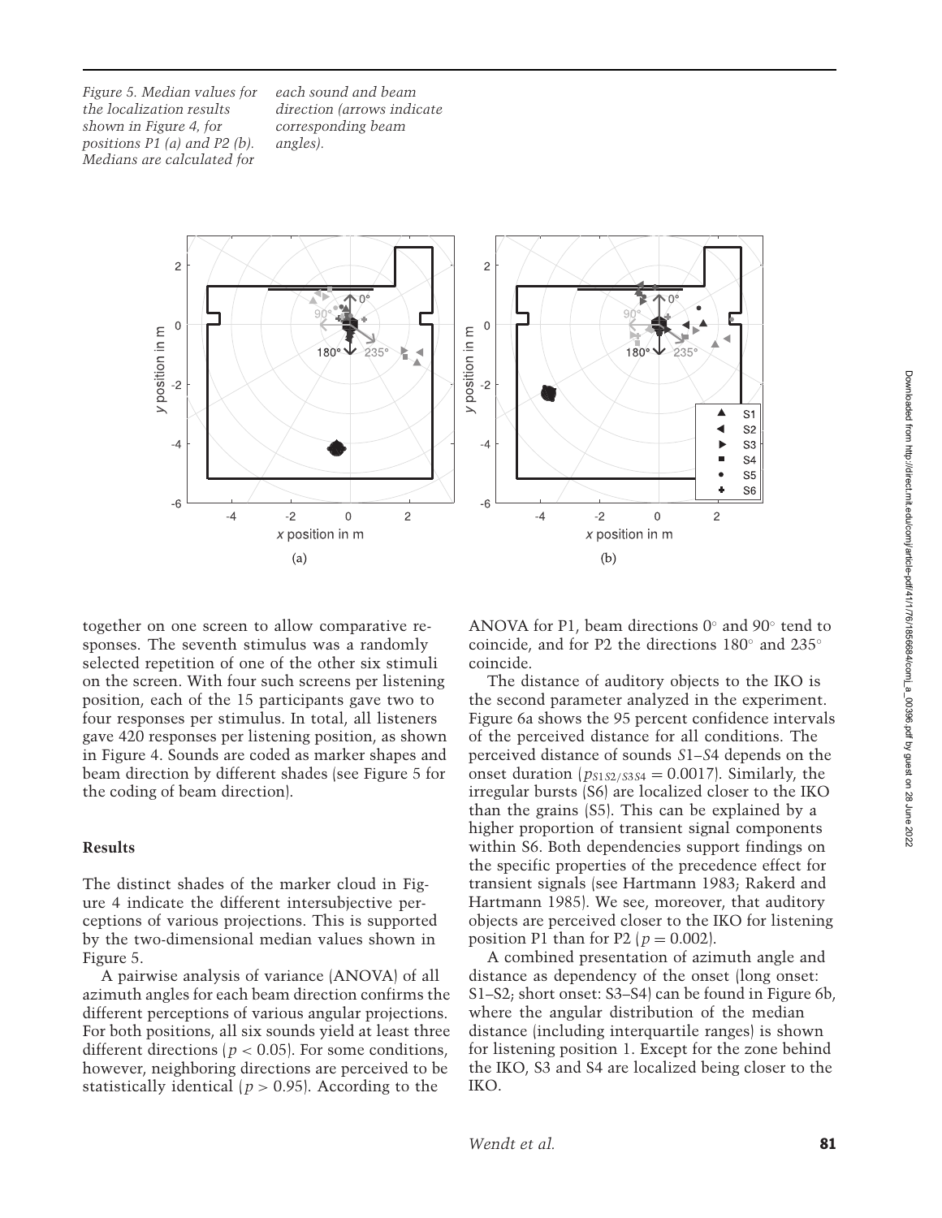Figure 5. Median values for the localization results shown in Figure 4, for positions P1 (a) and P2 (b). Medians are calculated for each sound and beam direction (arrows indicate corresponding beam angles).

together on one screen to allow comparative responses. The seventh stimulus was a randomly selected repetition of one of the other six stimuli on the screen. With four such screens per listening position, each of the 15 participants gave two to four responses per stimulus. In total, all listeners gave 420 responses per listening position, as shown in Figure 4. Sounds are coded as marker shapes and beam direction by different shades (see Figure 5 for the coding of beam direction).

## Results

The distinct shades of the marker cloud in Figure 4 indicate the different intersubjective perceptions of various projections. This is supported by the two-dimensional median values shown in Figure 5.

A pairwise analysis of variance (ANOVA) of all azimuth angles for each beam direction confirms the different perceptions of various angular projections. For both positions, all six sounds yield at least three different directions ($p < 0.05$). For some conditions, however, neighboring directions are perceived to be statistically identical ($p > 0.95$). According to the ANOVA for P1, beam directions 0° and 90° tend to coincide, and for P2 the directions 180° and 235° coincide.

The distance of auditory objects to the IKO is the second parameter analyzed in the experiment. Figure 6a shows the 95 percent confidence intervals of the perceived distance for all conditions. The perceived distance of sounds $S1$–$S4$ depends on the onset duration ($p_{S1S2/S3S4} = 0.0017$). Similarly, the irregular bursts (S6) are localized closer to the IKO than the grains (S5). This can be explained by a higher proportion of transient signal components within S6. Both dependencies support findings on the specific properties of the precedence effect for transient signals (see Hartmann 1983; Rakerd and Hartmann 1985). We see, moreover, that auditory objects are perceived closer to the IKO for listening position P1 than for P2 ($p = 0.002$).

A combined presentation of azimuth angle and distance as dependency of the onset (long onset: S1–S2; short onset: S3–S4) can be found in Figure 6b, where the angular distribution of the median distance (including interquartile ranges) is shown for listening position 1. Except for the zone behind the IKO, S3 and S4 are localized being closer to the IKO.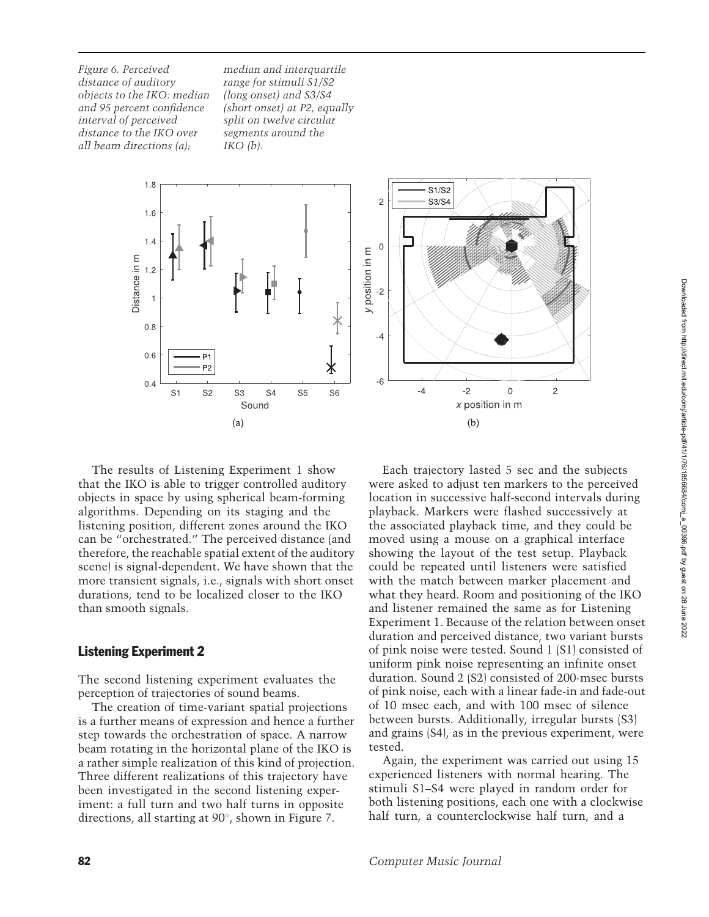*Figure 6. Perceived distance of auditory objects to the IKO: median and 95 percent confidence interval of perceived distance to the IKO over all beam directions (a); median and interquartile range for stimuli S1/S2 (long onset) and S3/S4 (short onset) at P2, equally split on twelve circular segments around the IKO (b).*

The results of Listening Experiment 1 show that the IKO is able to trigger controlled auditory objects in space by using spherical beam-forming algorithms. Depending on its staging and the listening position, different zones around the IKO can be "orchestrated." The perceived distance (and therefore, the reachable spatial extent of the auditory scene) is signal-dependent. We have shown that the more transient signals, i.e., signals with short onset durations, tend to be localized closer to the IKO than smooth signals.

## Listening Experiment 2

The second listening experiment evaluates the perception of trajectories of sound beams.

The creation of time-variant spatial projections is a further means of expression and hence a further step towards the orchestration of space. A narrow beam rotating in the horizontal plane of the IKO is a rather simple realization of this kind of projection. Three different realizations of this trajectory have been investigated in the second listening experiment: a full turn and two half turns in opposite directions, all starting at 90°, shown in Figure 7.

Each trajectory lasted 5 sec and the subjects were asked to adjust ten markers to the perceived location in successive half-second intervals during playback. Markers were flashed successively at the associated playback time, and they could be moved using a mouse on a graphical interface showing the layout of the test setup. Playback could be repeated until listeners were satisfied with the match between marker placement and what they heard. Room and positioning of the IKO and listener remained the same as for Listening Experiment 1. Because of the relation between onset duration and perceived distance, two variant bursts of pink noise were tested. Sound 1 (S1) consisted of uniform pink noise representing an infinite onset duration. Sound 2 (S2) consisted of 200-msec bursts of pink noise, each with a linear fade-in and fade-out of 10 msec each, and with 100 msec of silence between bursts. Additionally, irregular bursts (S3) and grains (S4), as in the previous experiment, were tested.

Again, the experiment was carried out using 15 experienced listeners with normal hearing. The stimuli S1–S4 were played in random order for both listening positions, each one with a clockwise half turn, a counterclockwise half turn, and a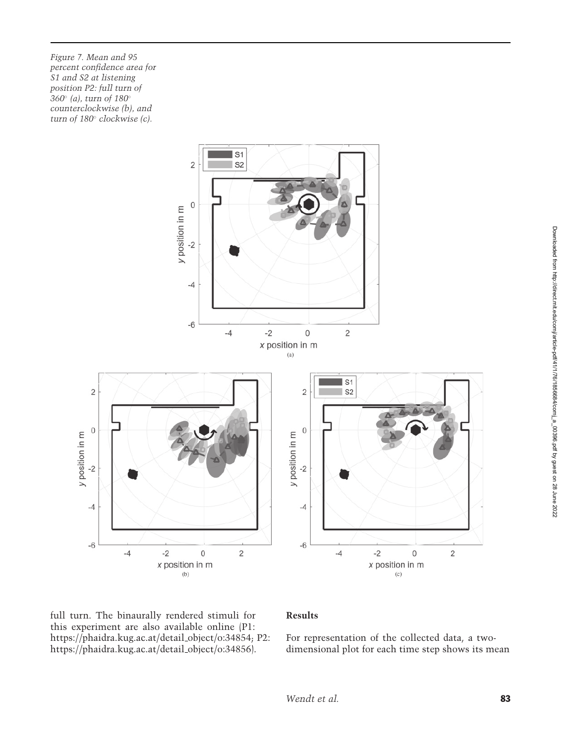*Figure 7. Mean and 95 percent confidence area for S1 and S2 at listening position P2: full turn of 360° (a), turn of 180° counterclockwise (b), and turn of 180° clockwise (c).*

full turn. The binaurally rendered stimuli for this experiment are also available online (P1: https://phaidra.kug.ac.at/detail_object/o:34854; P2: https://phaidra.kug.ac.at/detail_object/o:34856).

## Results

For representation of the collected data, a two-dimensional plot for each time step shows its mean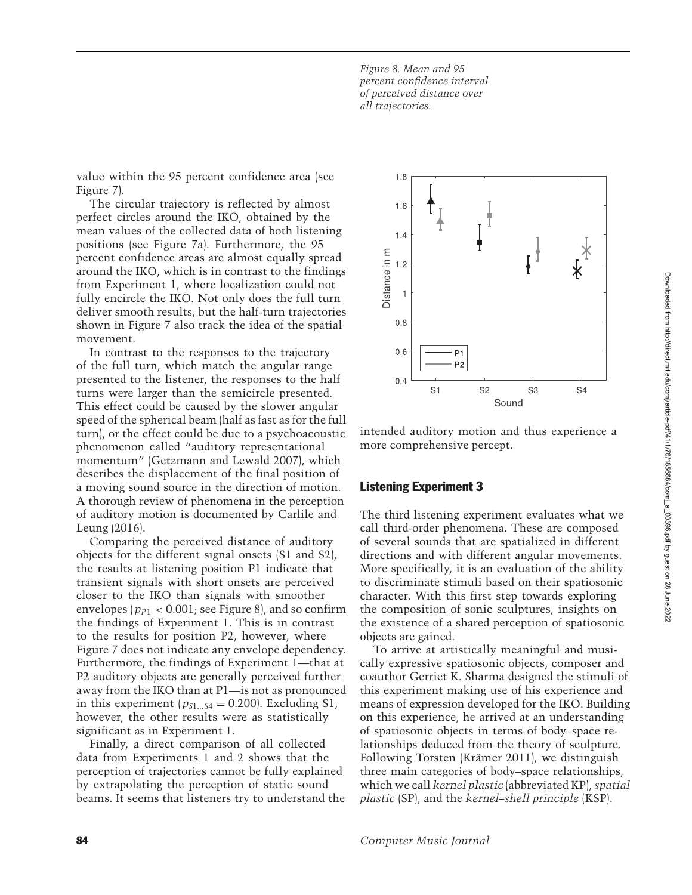value within the 95 percent confidence area (see Figure 7).

The circular trajectory is reflected by almost perfect circles around the IKO, obtained by the mean values of the collected data of both listening positions (see Figure 7a). Furthermore, the 95 percent confidence areas are almost equally spread around the IKO, which is in contrast to the findings from Experiment 1, where localization could not fully encircle the IKO. Not only does the full turn deliver smooth results, but the half-turn trajectories shown in Figure 7 also track the idea of the spatial movement.

In contrast to the responses to the trajectory of the full turn, which match the angular range presented to the listener, the responses to the half turns were larger than the semicircle presented. This effect could be caused by the slower angular speed of the spherical beam (half as fast as for the full turn), or the effect could be due to a psychoacoustic phenomenon called "auditory representational momentum" (Getzmann and Lewald 2007), which describes the displacement of the final position of a moving sound source in the direction of motion. A thorough review of phenomena in the perception of auditory motion is documented by Carlile and Leung (2016).

Comparing the perceived distance of auditory objects for the different signal onsets (S1 and S2), the results at listening position P1 indicate that transient signals with short onsets are perceived closer to the IKO than signals with smoother envelopes ($p_{P1} < 0.001$; see Figure 8), and so confirm the findings of Experiment 1. This is in contrast to the results for position P2, however, where Figure 7 does not indicate any envelope dependency. Furthermore, the findings of Experiment 1—that at P2 auditory objects are generally perceived further away from the IKO than at P1—is not as pronounced in this experiment ($p_{S1\ldots S4} = 0.200$). Excluding S1, however, the other results were as statistically significant as in Experiment 1.

Finally, a direct comparison of all collected data from Experiments 1 and 2 shows that the perception of trajectories cannot be fully explained by extrapolating the perception of static sound beams. It seems that listeners try to understand the intended auditory motion and thus experience a more comprehensive percept.

Figure 8. Mean and 95 percent confidence interval of perceived distance over all trajectories.

## Listening Experiment 3

The third listening experiment evaluates what we call third-order phenomena. These are composed of several sounds that are spatialized in different directions and with different angular movements. More specifically, it is an evaluation of the ability to discriminate stimuli based on their spatiosonic character. With this first step towards exploring the composition of sonic sculptures, insights on the existence of a shared perception of spatiosonic objects are gained.

To arrive at artistically meaningful and musically expressive spatiosonic objects, composer and coauthor Gerriet K. Sharma designed the stimuli of this experiment making use of his experience and means of expression developed for the IKO. Building on this experience, he arrived at an understanding of spatiosonic objects in terms of body–space relationships deduced from the theory of sculpture. Following Torsten (Krämer 2011), we distinguish three main categories of body–space relationships, which we call *kernel plastic* (abbreviated KP), *spatial plastic* (SP), and the *kernel–shell principle* (KSP).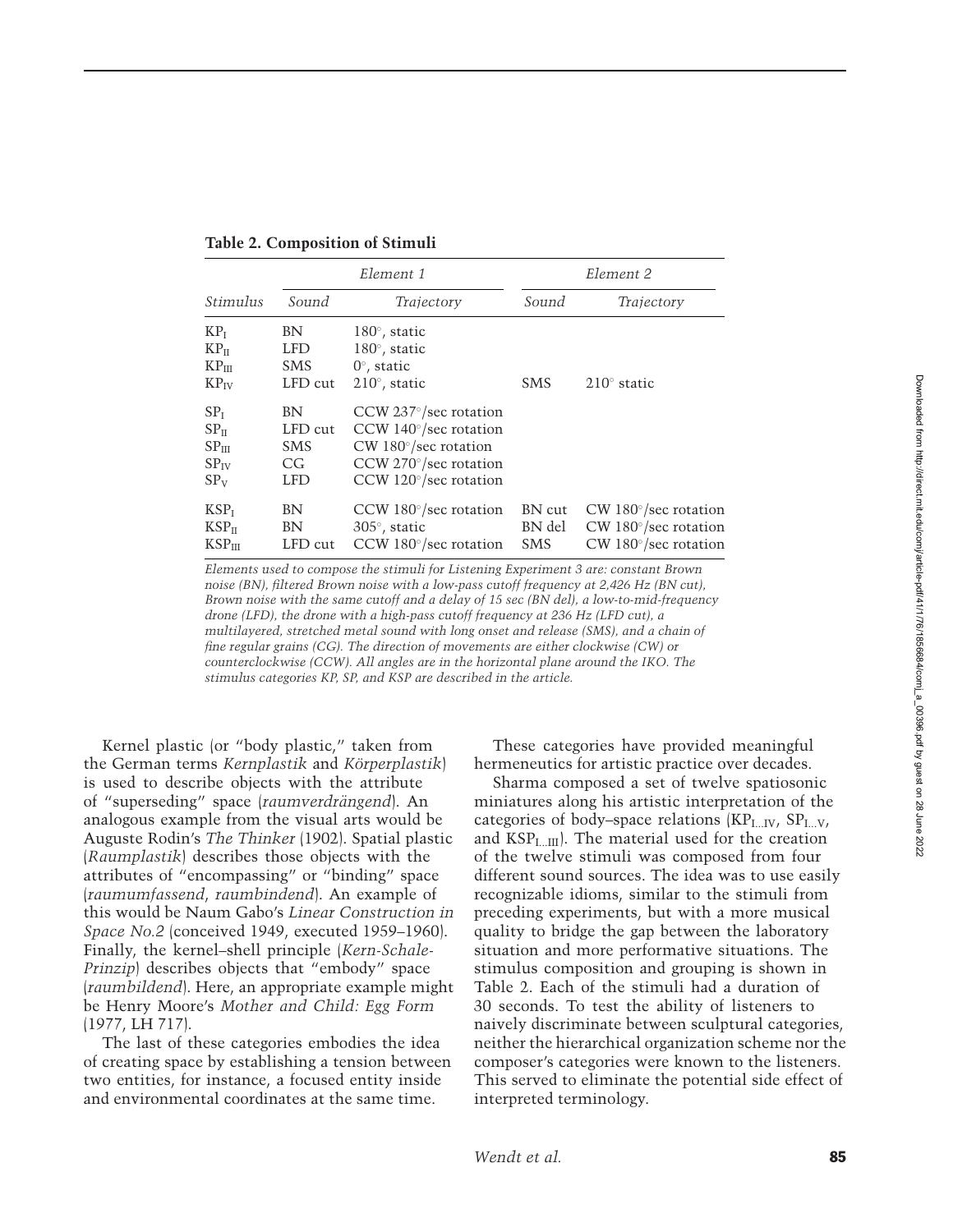**Table 2. Composition of Stimuli**

| | *Element 1* | | *Element 2* | |
|---|---|---|---|---|
| *Stimulus* | *Sound* | *Trajectory* | *Sound* | *Trajectory* |
| $KP_I$ | BN | 180°, static | | |
| $KP_{II}$ | LFD | 180°, static | | |
| $KP_{III}$ | SMS | 0°, static | | |
| $KP_{IV}$ | LFD cut | 210°, static | SMS | 210° static |
| $SP_I$ | BN | CCW 237°/sec rotation | | |
| $SP_{II}$ | LFD cut | CCW 140°/sec rotation | | |
| $SP_{III}$ | SMS | CW 180°/sec rotation | | |
| $SP_{IV}$ | CG | CCW 270°/sec rotation | | |
| $SP_V$ | LFD | CCW 120°/sec rotation | | |
| $KSP_I$ | BN | CCW 180°/sec rotation | BN cut | CW 180°/sec rotation |
| $KSP_{II}$ | BN | 305°, static | BN del | CW 180°/sec rotation |
| $KSP_{III}$ | LFD cut | CCW 180°/sec rotation | SMS | CW 180°/sec rotation |

*Elements used to compose the stimuli for Listening Experiment 3 are: constant Brown noise (BN), filtered Brown noise with a low-pass cutoff frequency at 2,426 Hz (BN cut), Brown noise with the same cutoff and a delay of 15 sec (BN del), a low-to-mid-frequency drone (LFD), the drone with a high-pass cutoff frequency at 236 Hz (LFD cut), a multilayered, stretched metal sound with long onset and release (SMS), and a chain of fine regular grains (CG). The direction of movements are either clockwise (CW) or counterclockwise (CCW). All angles are in the horizontal plane around the IKO. The stimulus categories KP, SP, and KSP are described in the article.*

Kernel plastic (or "body plastic," taken from the German terms *Kernplastik* and *Körperplastik*) is used to describe objects with the attribute of "superseding" space (*raumverdrängend*). An analogous example from the visual arts would be Auguste Rodin's *The Thinker* (1902). Spatial plastic (*Raumplastik*) describes those objects with the attributes of "encompassing" or "binding" space (*raumumfassend*, *raumbindend*). An example of this would be Naum Gabo's *Linear Construction in Space No.2* (conceived 1949, executed 1959–1960). Finally, the kernel–shell principle (*Kern-Schale-Prinzip*) describes objects that "embody" space (*raumbildend*). Here, an appropriate example might be Henry Moore's *Mother and Child: Egg Form* (1977, LH 717).

The last of these categories embodies the idea of creating space by establishing a tension between two entities, for instance, a focused entity inside and environmental coordinates at the same time.

These categories have provided meaningful hermeneutics for artistic practice over decades.

Sharma composed a set of twelve spatiosonic miniatures along his artistic interpretation of the categories of body–space relations ($KP_{I...IV}$, $SP_{I...V}$, and $KSP_{I...III}$). The material used for the creation of the twelve stimuli was composed from four different sound sources. The idea was to use easily recognizable idioms, similar to the stimuli from preceding experiments, but with a more musical quality to bridge the gap between the laboratory situation and more performative situations. The stimulus composition and grouping is shown in Table 2. Each of the stimuli had a duration of 30 seconds. To test the ability of listeners to naively discriminate between sculptural categories, neither the hierarchical organization scheme nor the composer's categories were known to the listeners. This served to eliminate the potential side effect of interpreted terminology.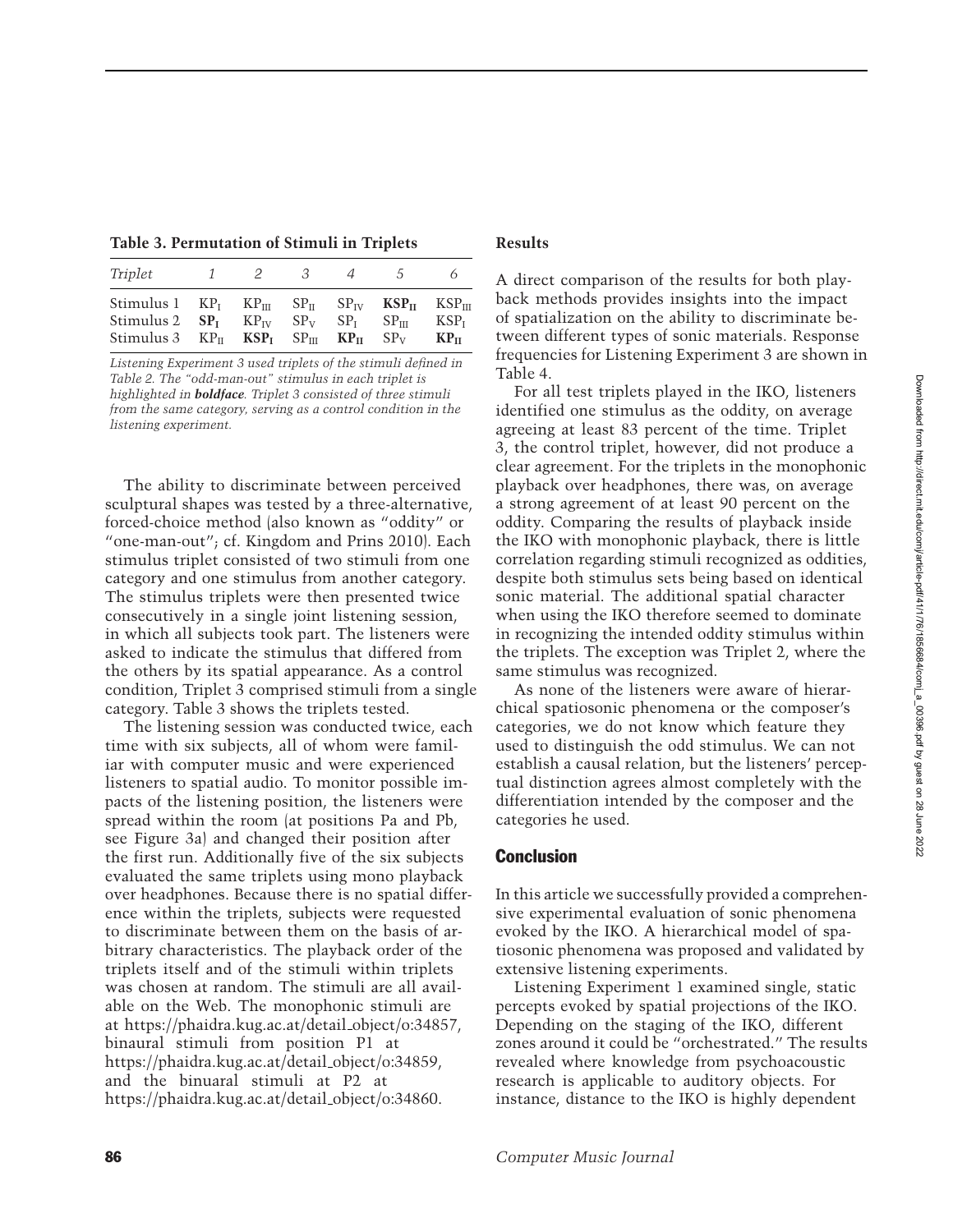**Table 3. Permutation of Stimuli in Triplets**

| *Triplet* | *1* | *2* | *3* | *4* | *5* | *6* |
|---|---|---|---|---|---|---|
| Stimulus 1 | $KP_{I}$ | $KP_{III}$ | $SP_{II}$ | $SP_{IV}$ | $\mathbf{KSP_{II}}$ | $KSP_{III}$ |
| Stimulus 2 | $\mathbf{SP_{I}}$ | $KP_{IV}$ | $SP_{V}$ | $SP_{I}$ | $SP_{III}$ | $KSP_{I}$ |
| Stimulus 3 | $KP_{II}$ | $\mathbf{KSP_{I}}$ | $SP_{III}$ | $\mathbf{KP_{II}}$ | $SP_{V}$ | $\mathbf{KP_{II}}$ |

*Listening Experiment 3 used triplets of the stimuli defined in Table 2. The "odd-man-out" stimulus in each triplet is highlighted in* ***boldface****. Triplet 3 consisted of three stimuli from the same category, serving as a control condition in the listening experiment.*

The ability to discriminate between perceived sculptural shapes was tested by a three-alternative, forced-choice method (also known as "oddity" or "one-man-out"; cf. Kingdom and Prins 2010). Each stimulus triplet consisted of two stimuli from one category and one stimulus from another category. The stimulus triplets were then presented twice consecutively in a single joint listening session, in which all subjects took part. The listeners were asked to indicate the stimulus that differed from the others by its spatial appearance. As a control condition, Triplet 3 comprised stimuli from a single category. Table 3 shows the triplets tested.

The listening session was conducted twice, each time with six subjects, all of whom were familiar with computer music and were experienced listeners to spatial audio. To monitor possible impacts of the listening position, the listeners were spread within the room (at positions Pa and Pb, see Figure 3a) and changed their position after the first run. Additionally five of the six subjects evaluated the same triplets using mono playback over headphones. Because there is no spatial difference within the triplets, subjects were requested to discriminate between them on the basis of arbitrary characteristics. The playback order of the triplets itself and of the stimuli within triplets was chosen at random. The stimuli are all available on the Web. The monophonic stimuli are at https://phaidra.kug.ac.at/detail_object/o:34857, binaural stimuli from position P1 at https://phaidra.kug.ac.at/detail_object/o:34859, and the binuaral stimuli at P2 at https://phaidra.kug.ac.at/detail_object/o:34860.

### Results

A direct comparison of the results for both playback methods provides insights into the impact of spatialization on the ability to discriminate between different types of sonic materials. Response frequencies for Listening Experiment 3 are shown in Table 4.

For all test triplets played in the IKO, listeners identified one stimulus as the oddity, on average agreeing at least 83 percent of the time. Triplet 3, the control triplet, however, did not produce a clear agreement. For the triplets in the monophonic playback over headphones, there was, on average a strong agreement of at least 90 percent on the oddity. Comparing the results of playback inside the IKO with monophonic playback, there is little correlation regarding stimuli recognized as oddities, despite both stimulus sets being based on identical sonic material. The additional spatial character when using the IKO therefore seemed to dominate in recognizing the intended oddity stimulus within the triplets. The exception was Triplet 2, where the same stimulus was recognized.

As none of the listeners were aware of hierarchical spatiosonic phenomena or the composer's categories, we do not know which feature they used to distinguish the odd stimulus. We can not establish a causal relation, but the listeners' perceptual distinction agrees almost completely with the differentiation intended by the composer and the categories he used.

## Conclusion

In this article we successfully provided a comprehensive experimental evaluation of sonic phenomena evoked by the IKO. A hierarchical model of spatiosonic phenomena was proposed and validated by extensive listening experiments.

Listening Experiment 1 examined single, static percepts evoked by spatial projections of the IKO. Depending on the staging of the IKO, different zones around it could be "orchestrated." The results revealed where knowledge from psychoacoustic research is applicable to auditory objects. For instance, distance to the IKO is highly dependent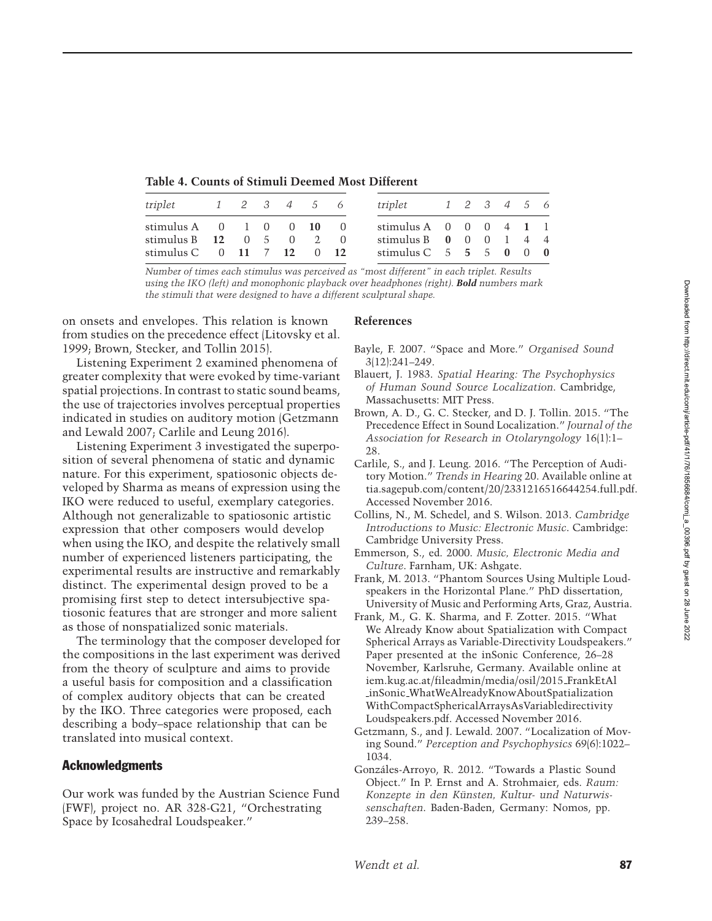**Table 4. Counts of Stimuli Deemed Most Different**

| *triplet* | *1* | *2* | *3* | *4* | *5* | *6* |
|---|---|---|---|---|---|---|
| stimulus A | 0 | 1 | 0 | 0 | **10** | 0 |
| stimulus B | **12** | 0 | 5 | 0 | 2 | 0 |
| stimulus C | 0 | **11** | 7 | **12** | 0 | **12** |

| *triplet* | *1* | *2* | *3* | *4* | *5* | *6* |
|---|---|---|---|---|---|---|
| stimulus A | 0 | 0 | 0 | 4 | **1** | 1 |
| stimulus B | **0** | 0 | 0 | 1 | 4 | 4 |
| stimulus C | 5 | **5** | 5 | **0** | 0 | **0** |

*Number of times each stimulus was perceived as "most different" in each triplet. Results using the IKO (left) and monophonic playback over headphones (right).* ***Bold*** *numbers mark the stimuli that were designed to have a different sculptural shape.*

on onsets and envelopes. This relation is known from studies on the precedence effect (Litovsky et al. 1999; Brown, Stecker, and Tollin 2015).

Listening Experiment 2 examined phenomena of greater complexity that were evoked by time-variant spatial projections. In contrast to static sound beams, the use of trajectories involves perceptual properties indicated in studies on auditory motion (Getzmann and Lewald 2007; Carlile and Leung 2016).

Listening Experiment 3 investigated the superposition of several phenomena of static and dynamic nature. For this experiment, spatiosonic objects developed by Sharma as means of expression using the IKO were reduced to useful, exemplary categories. Although not generalizable to spatiosonic artistic expression that other composers would develop when using the IKO, and despite the relatively small number of experienced listeners participating, the experimental results are instructive and remarkably distinct. The experimental design proved to be a promising first step to detect intersubjective spatiosonic features that are stronger and more salient as those of nonspatialized sonic materials.

The terminology that the composer developed for the compositions in the last experiment was derived from the theory of sculpture and aims to provide a useful basis for composition and a classification of complex auditory objects that can be created by the IKO. Three categories were proposed, each describing a body–space relationship that can be translated into musical context.

## Acknowledgments

Our work was funded by the Austrian Science Fund (FWF), project no. AR 328-G21, "Orchestrating Space by Icosahedral Loudspeaker."

## References

Bayle, F. 2007. "Space and More." *Organised Sound* 3(12):241–249.

Blauert, J. 1983. *Spatial Hearing: The Psychophysics of Human Sound Source Localization*. Cambridge, Massachusetts: MIT Press.

Brown, A. D., G. C. Stecker, and D. J. Tollin. 2015. "The Precedence Effect in Sound Localization." *Journal of the Association for Research in Otolaryngology* 16(1):1–28.

Carlile, S., and J. Leung. 2016. "The Perception of Auditory Motion." *Trends in Hearing* 20. Available online at tia.sagepub.com/content/20/2331216516644254.full.pdf. Accessed November 2016.

Collins, N., M. Schedel, and S. Wilson. 2013. *Cambridge Introductions to Music: Electronic Music*. Cambridge: Cambridge University Press.

Emmerson, S., ed. 2000. *Music, Electronic Media and Culture*. Farnham, UK: Ashgate.

Frank, M. 2013. "Phantom Sources Using Multiple Loudspeakers in the Horizontal Plane." PhD dissertation, University of Music and Performing Arts, Graz, Austria.

Frank, M., G. K. Sharma, and F. Zotter. 2015. "What We Already Know about Spatialization with Compact Spherical Arrays as Variable-Directivity Loudspeakers." Paper presented at the inSonic Conference, 26–28 November, Karlsruhe, Germany. Available online at iem.kug.ac.at/fileadmin/media/osil/2015_FrankEtAl_inSonic_WhatWeAlreadyKnowAboutSpatializationWithCompactSphericalArraysAsVariabledirectivityLoudspeakers.pdf. Accessed November 2016.

Getzmann, S., and J. Lewald. 2007. "Localization of Moving Sound." *Perception and Psychophysics* 69(6):1022–1034.

Gonzáles-Arroyo, R. 2012. "Towards a Plastic Sound Object." In P. Ernst and A. Strohmaier, eds. *Raum: Konzepte in den Künsten, Kultur- und Naturwissenschaften*. Baden-Baden, Germany: Nomos, pp. 239–258.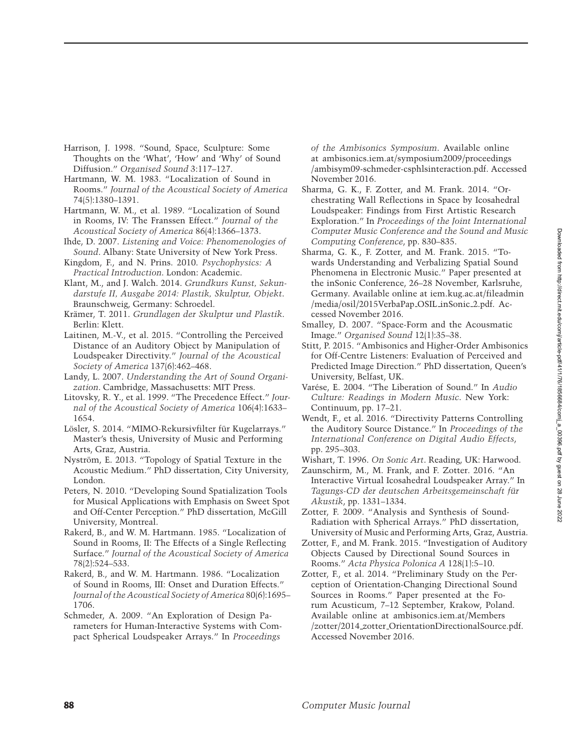Harrison, J. 1998. "Sound, Space, Sculpture: Some Thoughts on the 'What', 'How' and 'Why' of Sound Diffusion." *Organised Sound* 3:117–127.

Hartmann, W. M. 1983. "Localization of Sound in Rooms." *Journal of the Acoustical Society of America* 74(5):1380–1391.

Hartmann, W. M., et al. 1989. "Localization of Sound in Rooms, IV: The Franssen Effect." *Journal of the Acoustical Society of America* 86(4):1366–1373.

Ihde, D. 2007. *Listening and Voice: Phenomenologies of Sound*. Albany: State University of New York Press.

Kingdom, F., and N. Prins. 2010. *Psychophysics: A Practical Introduction*. London: Academic.

Klant, M., and J. Walch. 2014. *Grundkurs Kunst, Sekundarstufe II, Ausgabe 2014: Plastik, Skulptur, Objekt*. Braunschweig, Germany: Schroedel.

Krämer, T. 2011. *Grundlagen der Skulptur und Plastik*. Berlin: Klett.

Laitinen, M.-V., et al. 2015. "Controlling the Perceived Distance of an Auditory Object by Manipulation of Loudspeaker Directivity." *Journal of the Acoustical Society of America* 137(6):462–468.

Landy, L. 2007. *Understanding the Art of Sound Organization*. Cambridge, Massachusetts: MIT Press.

Litovsky, R. Y., et al. 1999. "The Precedence Effect." *Journal of the Acoustical Society of America* 106(4):1633–1654.

Lösler, S. 2014. "MIMO-Rekursivfilter für Kugelarrays." Master's thesis, University of Music and Performing Arts, Graz, Austria.

Nyström, E. 2013. "Topology of Spatial Texture in the Acoustic Medium." PhD dissertation, City University, London.

Peters, N. 2010. "Developing Sound Spatialization Tools for Musical Applications with Emphasis on Sweet Spot and Off-Center Perception." PhD dissertation, McGill University, Montreal.

Rakerd, B., and W. M. Hartmann. 1985. "Localization of Sound in Rooms, II: The Effects of a Single Reflecting Surface." *Journal of the Acoustical Society of America* 78(2):524–533.

Rakerd, B., and W. M. Hartmann. 1986. "Localization of Sound in Rooms, III: Onset and Duration Effects." *Journal of the Acoustical Society of America* 80(6):1695–1706.

Schmeder, A. 2009. "An Exploration of Design Parameters for Human-Interactive Systems with Compact Spherical Loudspeaker Arrays." In *Proceedings of the Ambisonics Symposium*. Available online at ambisonics.iem.at/symposium2009/proceedings/ambisym09-schmeder-csphlsinteraction.pdf. Accessed November 2016.

Sharma, G. K., F. Zotter, and M. Frank. 2014. "Orchestrating Wall Reflections in Space by Icosahedral Loudspeaker: Findings from First Artistic Research Exploration." In *Proceedings of the Joint International Computer Music Conference and the Sound and Music Computing Conference*, pp. 830–835.

Sharma, G. K., F. Zotter, and M. Frank. 2015. "Towards Understanding and Verbalizing Spatial Sound Phenomena in Electronic Music." Paper presented at the inSonic Conference, 26–28 November, Karlsruhe, Germany. Available online at iem.kug.ac.at/fileadmin/media/osil/2015VerbaPap_OSIL_inSonic_2.pdf. Accessed November 2016.

Smalley, D. 2007. "Space-Form and the Acousmatic Image." *Organised Sound* 12(1):35–38.

Stitt, P. 2015. "Ambisonics and Higher-Order Ambisonics for Off-Centre Listeners: Evaluation of Perceived and Predicted Image Direction." PhD dissertation, Queen's University, Belfast, UK.

Varése, E. 2004. "The Liberation of Sound." In *Audio Culture: Readings in Modern Music*. New York: Continuum, pp. 17–21.

Wendt, F., et al. 2016. "Directivity Patterns Controlling the Auditory Source Distance." In *Proceedings of the International Conference on Digital Audio Effects*, pp. 295–303.

Wishart, T. 1996. *On Sonic Art*. Reading, UK: Harwood.

Zaunschirm, M., M. Frank, and F. Zotter. 2016. "An Interactive Virtual Icosahedral Loudspeaker Array." In *Tagungs-CD der deutschen Arbeitsgemeinschaft für Akustik*, pp. 1331–1334.

Zotter, F. 2009. "Analysis and Synthesis of Sound-Radiation with Spherical Arrays." PhD dissertation, University of Music and Performing Arts, Graz, Austria.

Zotter, F., and M. Frank. 2015. "Investigation of Auditory Objects Caused by Directional Sound Sources in Rooms." *Acta Physica Polonica A* 128(1):5–10.

Zotter, F., et al. 2014. "Preliminary Study on the Perception of Orientation-Changing Directional Sound Sources in Rooms." Paper presented at the Forum Acusticum, 7–12 September, Krakow, Poland. Available online at ambisonics.iem.at/Members/zotter/2014_zotter_OrientationDirectionalSource.pdf. Accessed November 2016.